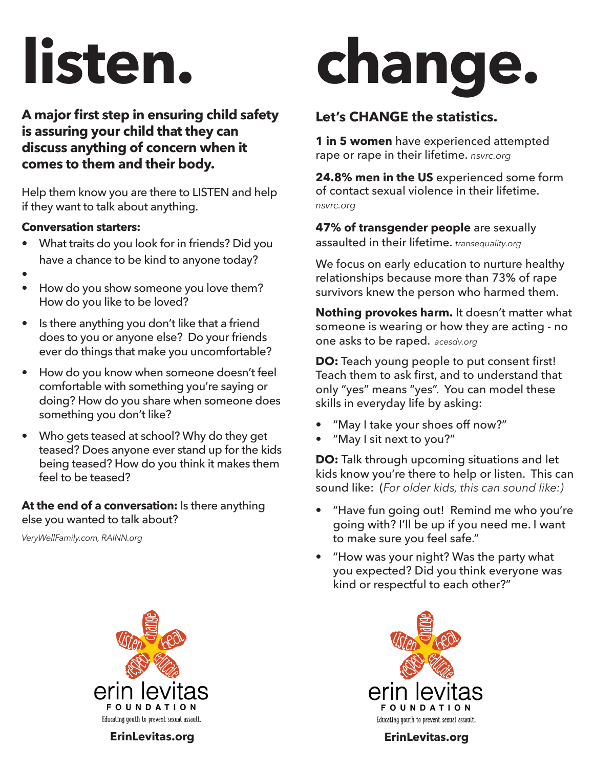# listen.

**A major first step in ensuring child safety is assuring your child that they can discuss anything of concern when it comes to them and their body.**

Help them know you are there to LISTEN and help if they want to talk about anything.

**Conversation starters:**

- What traits do you look for in friends? Did you have a chance to be kind to anyone today?
- 
- How do you show someone you love them? How do you like to be loved?
- Is there anything you don't like that a friend does to you or anyone else? Do your friends ever do things that make you uncomfortable?
- How do you know when someone doesn't feel comfortable with something you're saying or doing? How do you share when someone does something you don't like?
- Who gets teased at school? Why do they get teased? Does anyone ever stand up for the kids being teased? How do you think it makes them feel to be teased?

**At the end of a conversation:** Is there anything else you wanted to talk about?

*VeryWellFamily.com, RAINN.org*

listen change heal respect educate

erin levitas FOUNDATION

Educating youth to prevent sexual assault.

**ErinLevitas.org**

# change.

## Let's CHANGE the statistics.

**1 in 5 women** have experienced attempted rape or rape in their lifetime. *nsvrc.org*

**24.8% men in the US** experienced some form of contact sexual violence in their lifetime. *nsvrc.org*

**47% of transgender people** are sexually assaulted in their lifetime. *transequality.org*

We focus on early education to nurture healthy relationships because more than 73% of rape survivors knew the person who harmed them.

**Nothing provokes harm.** It doesn't matter what someone is wearing or how they are acting - no one asks to be raped. *acesdv.org*

**DO:** Teach young people to put consent first! Teach them to ask first, and to understand that only "yes" means "yes". You can model these skills in everyday life by asking:

- "May I take your shoes off now?"
- "May I sit next to you?"

**DO:** Talk through upcoming situations and let kids know you're there to help or listen. This can sound like: (*For older kids, this can sound like:)*

- "Have fun going out! Remind me who you're going with? I'll be up if you need me. I want to make sure you feel safe."
- "How was your night? Was the party what you expected? Did you think everyone was kind or respectful to each other?"

listen change heal respect educate

erin levitas FOUNDATION

Educating youth to prevent sexual assault.

**ErinLevitas.org**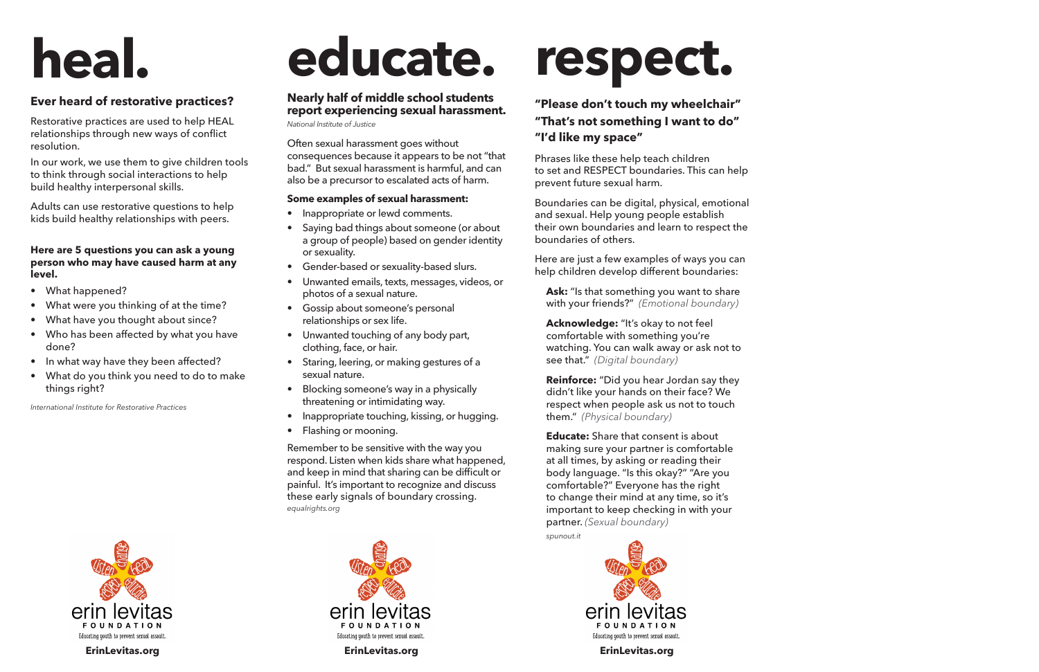# heal.

### Ever heard of restorative practices?

Restorative practices are used to help HEAL relationships through new ways of conflict resolution.

In our work, we use them to give children tools to think through social interactions to help build healthy interpersonal skills.

Adults can use restorative questions to help kids build healthy relationships with peers.

**Here are 5 questions you can ask a young person who may have caused harm at any level.**

- What happened?
- What were you thinking of at the time?
- What have you thought about since?
- Who has been affected by what you have done?
- In what way have they been affected?
- What do you think you need to do to make things right?

*International Institute for Restorative Practices*

erin levitas FOUNDATION
Educating youth to prevent sexual assault.
**ErinLevitas.org**

# educate.

### Nearly half of middle school students report experiencing sexual harassment.

*National Institute of Justice*

Often sexual harassment goes without consequences because it appears to be not "that bad." But sexual harassment is harmful, and can also be a precursor to escalated acts of harm.

**Some examples of sexual harassment:**

- Inappropriate or lewd comments.
- Saying bad things about someone (or about a group of people) based on gender identity or sexuality.
- Gender-based or sexuality-based slurs.
- Unwanted emails, texts, messages, videos, or photos of a sexual nature.
- Gossip about someone's personal relationships or sex life.
- Unwanted touching of any body part, clothing, face, or hair.
- Staring, leering, or making gestures of a sexual nature.
- Blocking someone's way in a physically threatening or intimidating way.
- Inappropriate touching, kissing, or hugging.
- Flashing or mooning.

Remember to be sensitive with the way you respond. Listen when kids share what happened, and keep in mind that sharing can be difficult or painful. It's important to recognize and discuss these early signals of boundary crossing.

*equalrights.org*

erin levitas FOUNDATION
Educating youth to prevent sexual assault.
**ErinLevitas.org**

# respect.

### "Please don't touch my wheelchair"
### "That's not something I want to do"
### "I'd like my space"

Phrases like these help teach children to set and RESPECT boundaries. This can help prevent future sexual harm.

Boundaries can be digital, physical, emotional and sexual. Help young people establish their own boundaries and learn to respect the boundaries of others.

Here are just a few examples of ways you can help children develop different boundaries:

**Ask:** "Is that something you want to share with your friends?" *(Emotional boundary)*

**Acknowledge:** "It's okay to not feel comfortable with something you're watching. You can walk away or ask not to see that." *(Digital boundary)*

**Reinforce:** "Did you hear Jordan say they didn't like your hands on their face? We respect when people ask us not to touch them." *(Physical boundary)*

**Educate:** Share that consent is about making sure your partner is comfortable at all times, by asking or reading their body language. "Is this okay?" "Are you comfortable?" Everyone has the right to change their mind at any time, so it's important to keep checking in with your partner. *(Sexual boundary)*

*spunout.it*

erin levitas FOUNDATION
Educating youth to prevent sexual assault.
**ErinLevitas.org**